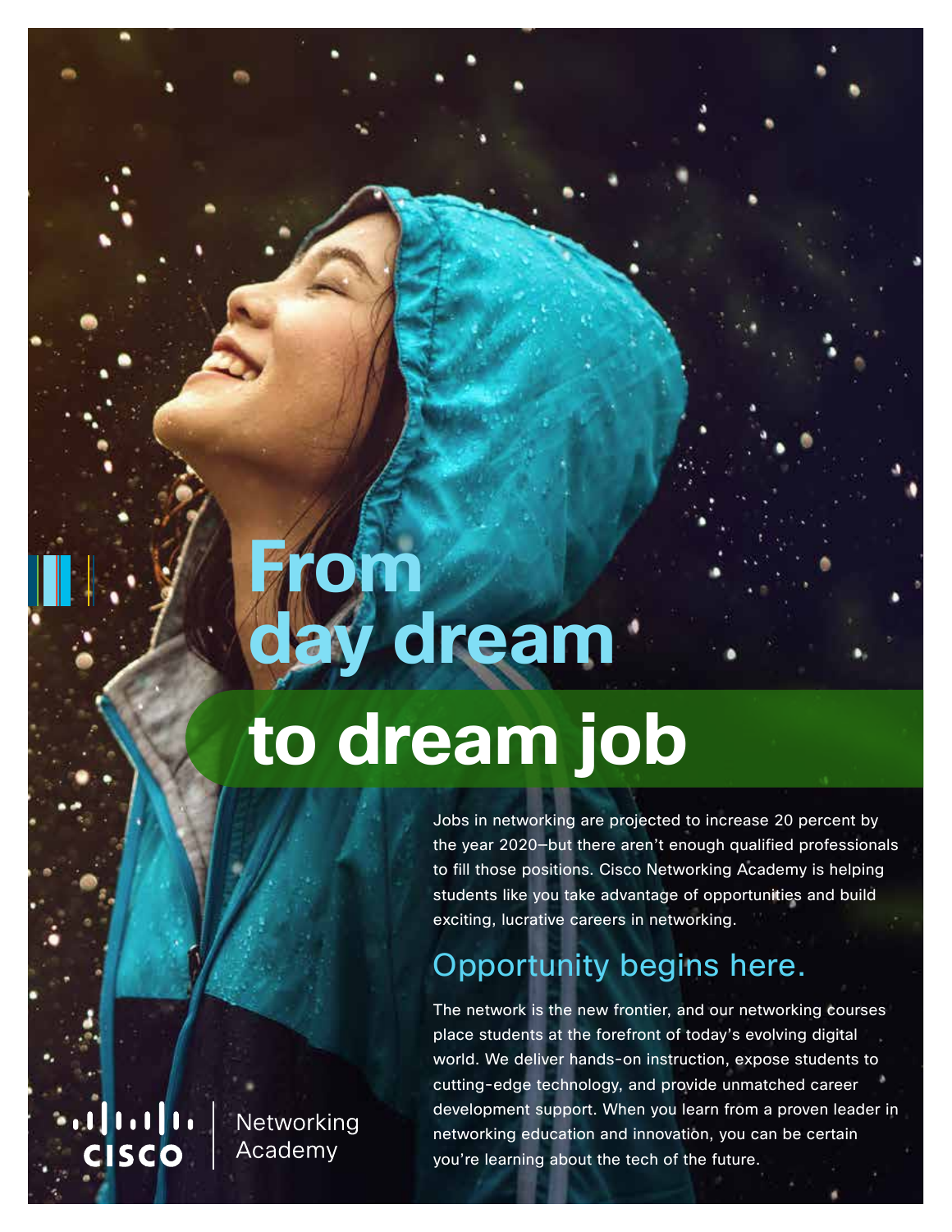# From day dream to dream job

Jobs in networking are projected to increase 20 percent by the year 2020—but there aren't enough qualified professionals to fill those positions. Cisco Networking Academy is helping students like you take advantage of opportunities and build exciting, lucrative careers in networking.

## Opportunity begins here.

The network is the new frontier, and our networking courses place students at the forefront of today's evolving digital world. We deliver hands-on instruction, expose students to cutting-edge technology, and provide unmatched career development support. When you learn from a proven leader in networking education and innovation, you can be certain you're learning about the tech of the future.

Cisco | Networking Academy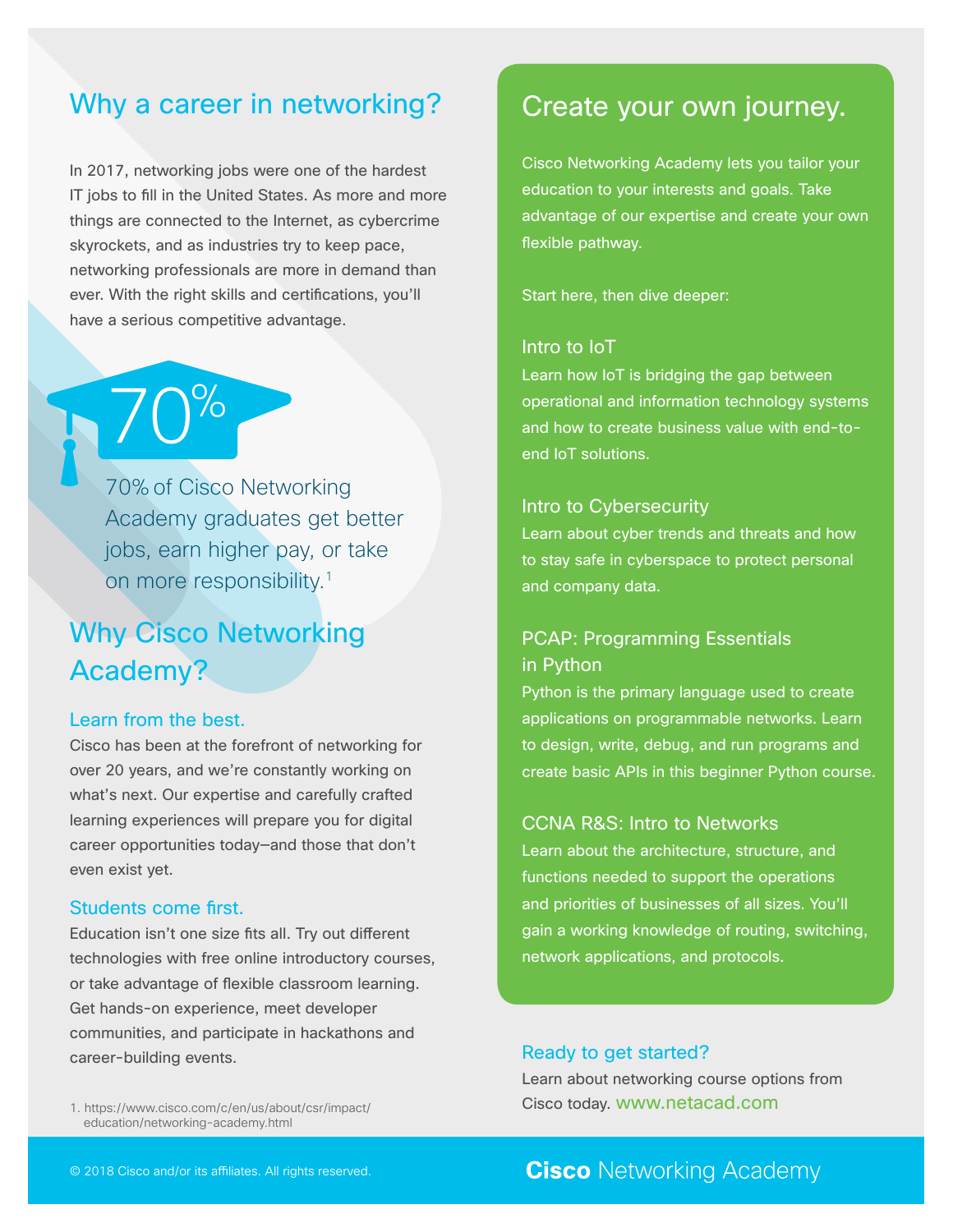## Why a career in networking?

In 2017, networking jobs were one of the hardest IT jobs to fill in the United States. As more and more things are connected to the Internet, as cybercrime skyrockets, and as industries try to keep pace, networking professionals are more in demand than ever. With the right skills and certifications, you'll have a serious competitive advantage.

70%

70% of Cisco Networking Academy graduates get better jobs, earn higher pay, or take on more responsibility.[1]

## Why Cisco Networking Academy?

### Learn from the best.

Cisco has been at the forefront of networking for over 20 years, and we're constantly working on what's next. Our expertise and carefully crafted learning experiences will prepare you for digital career opportunities today—and those that don't even exist yet.

### Students come first.

Education isn't one size fits all. Try out different technologies with free online introductory courses, or take advantage of flexible classroom learning. Get hands-on experience, meet developer communities, and participate in hackathons and career-building events.

1. https://www.cisco.com/c/en/us/about/csr/impact/education/networking-academy.html

## Create your own journey.

Cisco Networking Academy lets you tailor your education to your interests and goals. Take advantage of our expertise and create your own flexible pathway.

Start here, then dive deeper:

### Intro to IoT

Learn how IoT is bridging the gap between operational and information technology systems and how to create business value with end-to-end IoT solutions.

### Intro to Cybersecurity

Learn about cyber trends and threats and how to stay safe in cyberspace to protect personal and company data.

### PCAP: Programming Essentials in Python

Python is the primary language used to create applications on programmable networks. Learn to design, write, debug, and run programs and create basic APIs in this beginner Python course.

### CCNA R&S: Intro to Networks

Learn about the architecture, structure, and functions needed to support the operations and priorities of businesses of all sizes. You'll gain a working knowledge of routing, switching, network applications, and protocols.

### Ready to get started?

Learn about networking course options from Cisco today. www.netacad.com

© 2018 Cisco and/or its affiliates. All rights reserved.

**Cisco** Networking Academy